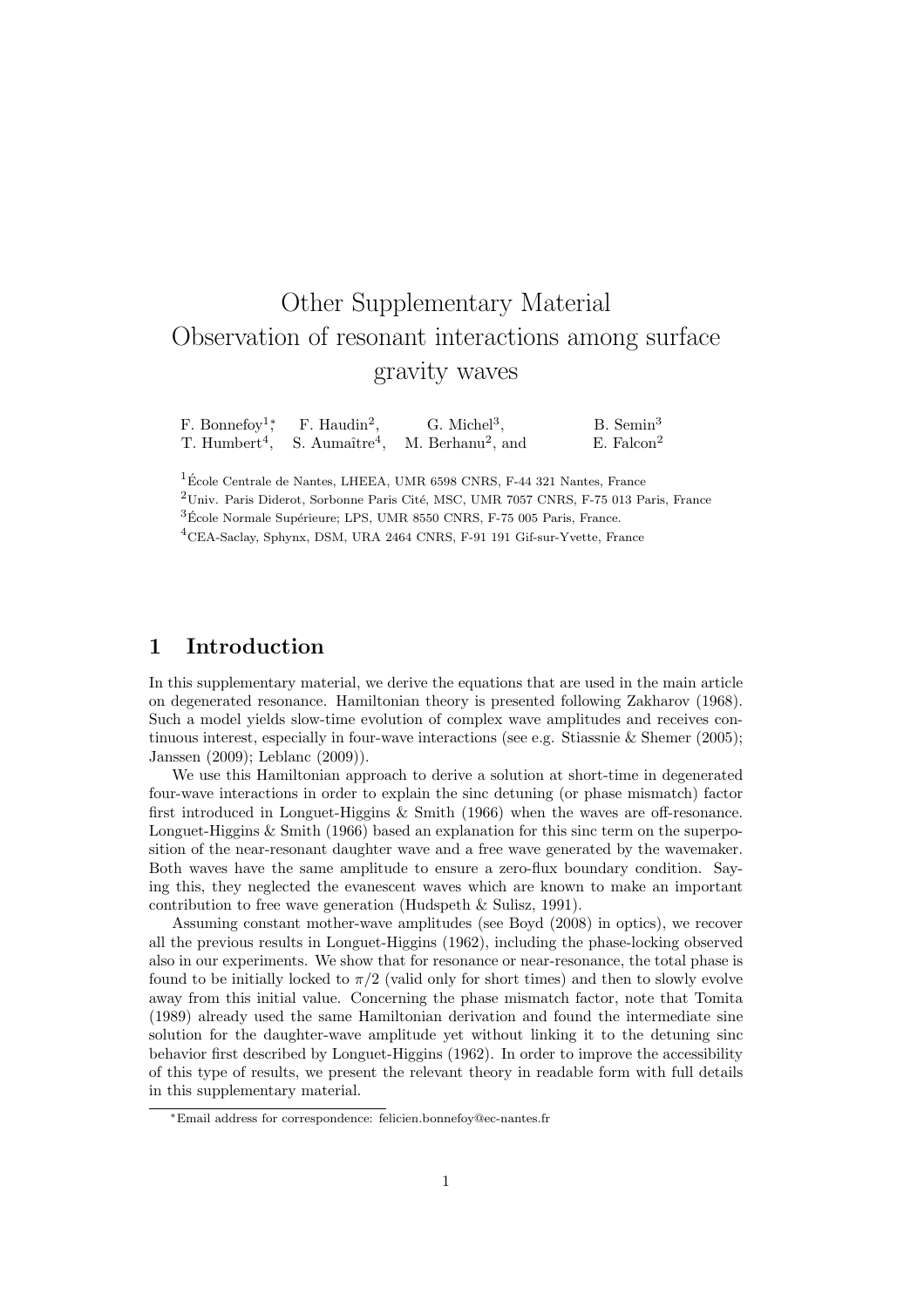# Other Supplementary Material
# Observation of resonant interactions among surface gravity waves

F. Bonnefoy[1]*, F. Haudin[2], G. Michel[3], B. Semin[3], T. Humbert[4], S. Aumaître[4], M. Berhanu[2], and E. Falcon[2]

[1]École Centrale de Nantes, LHEEA, UMR 6598 CNRS, F-44 321 Nantes, France

[2]Univ. Paris Diderot, Sorbonne Paris Cité, MSC, UMR 7057 CNRS, F-75 013 Paris, France

[3]École Normale Supérieure; LPS, UMR 8550 CNRS, F-75 005 Paris, France.

[4]CEA-Saclay, Sphynx, DSM, URA 2464 CNRS, F-91 191 Gif-sur-Yvette, France

## 1 Introduction

In this supplementary material, we derive the equations that are used in the main article on degenerated resonance. Hamiltonian theory is presented following Zakharov (1968). Such a model yields slow-time evolution of complex wave amplitudes and receives continuous interest, especially in four-wave interactions (see e.g. Stiassnie & Shemer (2005); Janssen (2009); Leblanc (2009)).

We use this Hamiltonian approach to derive a solution at short-time in degenerated four-wave interactions in order to explain the sinc detuning (or phase mismatch) factor first introduced in Longuet-Higgins & Smith (1966) when the waves are off-resonance. Longuet-Higgins & Smith (1966) based an explanation for this sinc term on the superposition of the near-resonant daughter wave and a free wave generated by the wavemaker. Both waves have the same amplitude to ensure a zero-flux boundary condition. Saying this, they neglected the evanescent waves which are known to make an important contribution to free wave generation (Hudspeth & Sulisz, 1991).

Assuming constant mother-wave amplitudes (see Boyd (2008) in optics), we recover all the previous results in Longuet-Higgins (1962), including the phase-locking observed also in our experiments. We show that for resonance or near-resonance, the total phase is found to be initially locked to $\pi/2$ (valid only for short times) and then to slowly evolve away from this initial value. Concerning the phase mismatch factor, note that Tomita (1989) already used the same Hamiltonian derivation and found the intermediate sine solution for the daughter-wave amplitude yet without linking it to the detuning sinc behavior first described by Longuet-Higgins (1962). In order to improve the accessibility of this type of results, we present the relevant theory in readable form with full details in this supplementary material.

*Email address for correspondence: felicien.bonnefoy@ec-nantes.fr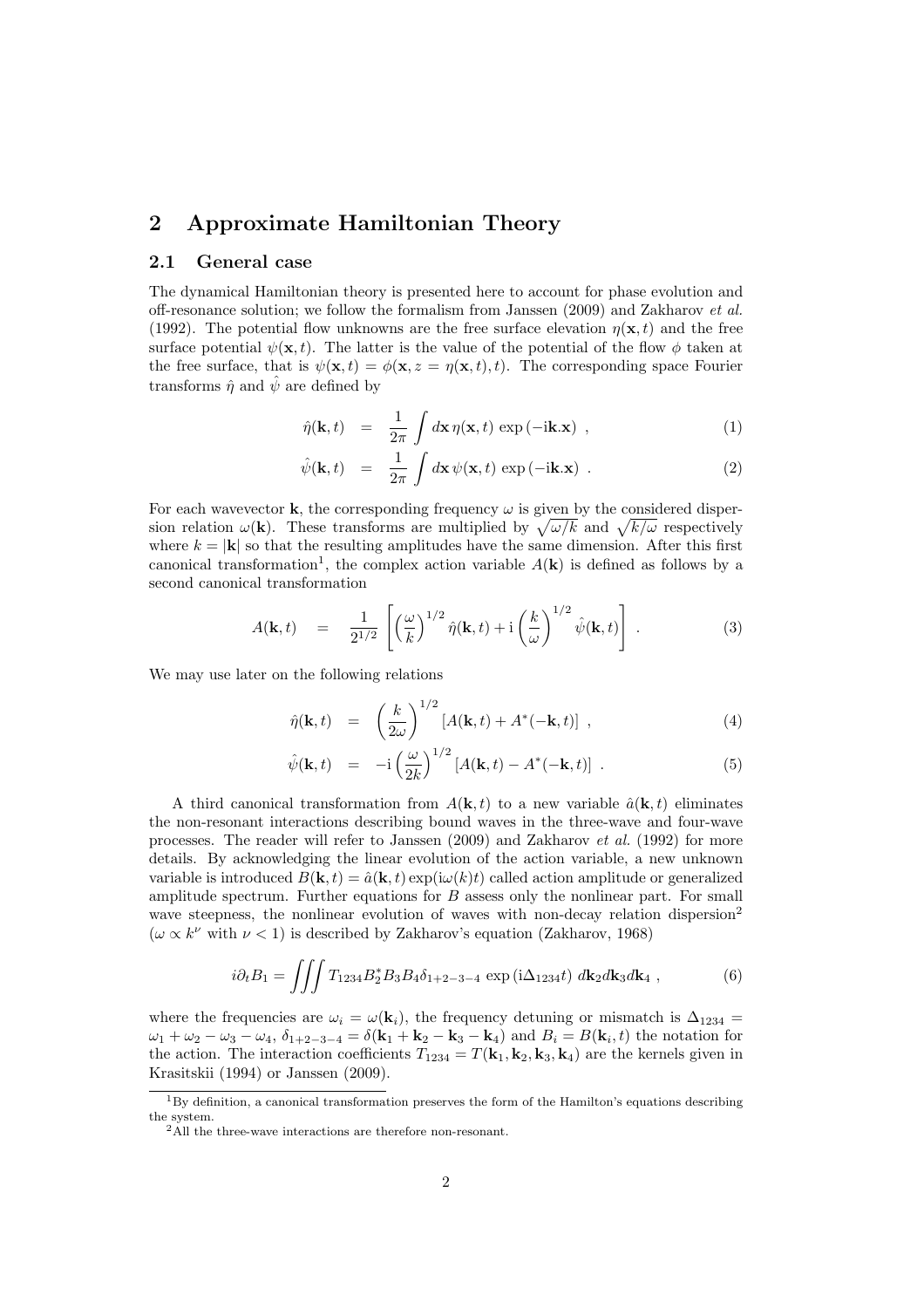## 2 Approximate Hamiltonian Theory

### 2.1 General case

The dynamical Hamiltonian theory is presented here to account for phase evolution and off-resonance solution; we follow the formalism from Janssen (2009) and Zakharov *et al.* (1992). The potential flow unknowns are the free surface elevation $\eta(\mathbf{x}, t)$ and the free surface potential $\psi(\mathbf{x}, t)$. The latter is the value of the potential of the flow $\phi$ taken at the free surface, that is $\psi(\mathbf{x}, t) = \phi(\mathbf{x}, z = \eta(\mathbf{x}, t), t)$. The corresponding space Fourier transforms $\hat{\eta}$ and $\hat{\psi}$ are defined by

$$\hat{\eta}(\mathbf{k}, t) = \frac{1}{2\pi} \int d\mathbf{x}\, \eta(\mathbf{x}, t) \exp(-\mathrm{i}\mathbf{k}.\mathbf{x}) \ , \tag{1}$$

$$\hat{\psi}(\mathbf{k}, t) = \frac{1}{2\pi} \int d\mathbf{x}\, \psi(\mathbf{x}, t) \exp(-\mathrm{i}\mathbf{k}.\mathbf{x}) \ . \tag{2}$$

For each wavevector $\mathbf{k}$, the corresponding frequency $\omega$ is given by the considered dispersion relation $\omega(\mathbf{k})$. These transforms are multiplied by $\sqrt{\omega/k}$ and $\sqrt{k/\omega}$ respectively where $k = |\mathbf{k}|$ so that the resulting amplitudes have the same dimension. After this first canonical transformation[1], the complex action variable $A(\mathbf{k})$ is defined as follows by a second canonical transformation

$$A(\mathbf{k}, t) = \frac{1}{2^{1/2}} \left[ \left(\frac{\omega}{k}\right)^{1/2} \hat{\eta}(\mathbf{k}, t) + \mathrm{i} \left(\frac{k}{\omega}\right)^{1/2} \hat{\psi}(\mathbf{k}, t) \right] \ . \tag{3}$$

We may use later on the following relations

$$\hat{\eta}(\mathbf{k}, t) = \left(\frac{k}{2\omega}\right)^{1/2} [A(\mathbf{k}, t) + A^*(-\mathbf{k}, t)] \ , \tag{4}$$

$$\hat{\psi}(\mathbf{k}, t) = -\mathrm{i} \left(\frac{\omega}{2k}\right)^{1/2} [A(\mathbf{k}, t) - A^*(-\mathbf{k}, t)] \ . \tag{5}$$

A third canonical transformation from $A(\mathbf{k}, t)$ to a new variable $\hat{a}(\mathbf{k}, t)$ eliminates the non-resonant interactions describing bound waves in the three-wave and four-wave processes. The reader will refer to Janssen (2009) and Zakharov *et al.* (1992) for more details. By acknowledging the linear evolution of the action variable, a new unknown variable is introduced $B(\mathbf{k}, t) = \hat{a}(\mathbf{k}, t) \exp(\mathrm{i}\omega(k)t)$ called action amplitude or generalized amplitude spectrum. Further equations for $B$ assess only the nonlinear part. For small wave steepness, the nonlinear evolution of waves with non-decay relation dispersion[2] ($\omega \propto k^\nu$ with $\nu < 1$) is described by Zakharov's equation (Zakharov, 1968)

$$i\partial_t B_1 = \iiint T_{1234} B_2^* B_3 B_4 \delta_{1+2-3-4} \exp(\mathrm{i}\Delta_{1234} t)\ d\mathbf{k}_2 d\mathbf{k}_3 d\mathbf{k}_4 \ , \tag{6}$$

where the frequencies are $\omega_i = \omega(\mathbf{k}_i)$, the frequency detuning or mismatch is $\Delta_{1234} = \omega_1 + \omega_2 - \omega_3 - \omega_4$, $\delta_{1+2-3-4} = \delta(\mathbf{k}_1 + \mathbf{k}_2 - \mathbf{k}_3 - \mathbf{k}_4)$ and $B_i = B(\mathbf{k}_i, t)$ the notation for the action. The interaction coefficients $T_{1234} = T(\mathbf{k}_1, \mathbf{k}_2, \mathbf{k}_3, \mathbf{k}_4)$ are the kernels given in Krasitskii (1994) or Janssen (2009).

---

[1] By definition, a canonical transformation preserves the form of the Hamilton's equations describing the system.

[2] All the three-wave interactions are therefore non-resonant.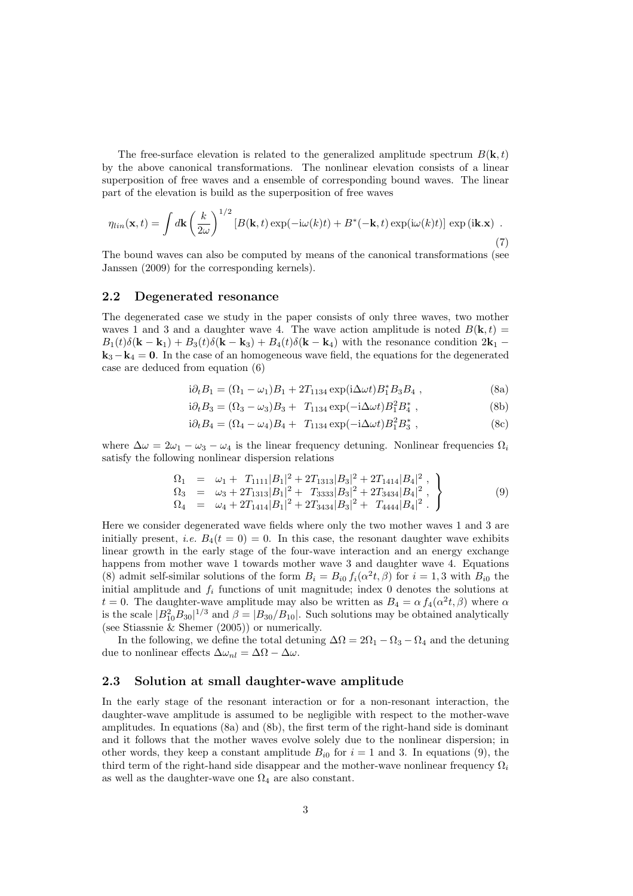The free-surface elevation is related to the generalized amplitude spectrum $B(\mathbf{k},t)$ by the above canonical transformations. The nonlinear elevation consists of a linear superposition of free waves and a ensemble of corresponding bound waves. The linear part of the elevation is build as the superposition of free waves

$$\eta_{lin}(\mathbf{x},t) = \int d\mathbf{k} \left(\frac{k}{2\omega}\right)^{1/2} \left[B(\mathbf{k},t)\exp(-\mathrm{i}\omega(k)t) + B^*(-\mathbf{k},t)\exp(\mathrm{i}\omega(k)t)\right] \exp\left(\mathrm{i}\mathbf{k}.\mathbf{x}\right) \ . \tag{7}$$

The bound waves can also be computed by means of the canonical transformations (see Janssen (2009) for the corresponding kernels).

## 2.2 Degenerated resonance

The degenerated case we study in the paper consists of only three waves, two mother waves 1 and 3 and a daughter wave 4. The wave action amplitude is noted $B(\mathbf{k},t) = B_1(t)\delta(\mathbf{k}-\mathbf{k}_1) + B_3(t)\delta(\mathbf{k}-\mathbf{k}_3) + B_4(t)\delta(\mathbf{k}-\mathbf{k}_4)$ with the resonance condition $2\mathbf{k}_1 - \mathbf{k}_3 - \mathbf{k}_4 = \mathbf{0}$. In the case of an homogeneous wave field, the equations for the degenerated case are deduced from equation (6)

$$\mathrm{i}\partial_t B_1 = (\Omega_1 - \omega_1)B_1 + 2T_{1134}\exp(\mathrm{i}\Delta\omega t)B_1^* B_3 B_4 \ , \tag{8a}$$

$$\mathrm{i}\partial_t B_3 = (\Omega_3 - \omega_3)B_3 + \ T_{1134}\exp(-\mathrm{i}\Delta\omega t)B_1^2 B_4^* \ , \tag{8b}$$

$$\mathrm{i}\partial_t B_4 = (\Omega_4 - \omega_4)B_4 + \ T_{1134}\exp(-\mathrm{i}\Delta\omega t)B_1^2 B_3^* \ , \tag{8c}$$

where $\Delta\omega = 2\omega_1 - \omega_3 - \omega_4$ is the linear frequency detuning. Nonlinear frequencies $\Omega_i$ satisfy the following nonlinear dispersion relations

$$\left.\begin{array}{lcl} \Omega_1 & = & \omega_1 + \ T_{1111}|B_1|^2 + 2T_{1313}|B_3|^2 + 2T_{1414}|B_4|^2 \ , \\ \Omega_3 & = & \omega_3 + 2T_{1313}|B_1|^2 + \ T_{3333}|B_3|^2 + 2T_{3434}|B_4|^2 \ , \\ \Omega_4 & = & \omega_4 + 2T_{1414}|B_1|^2 + 2T_{3434}|B_3|^2 + \ T_{4444}|B_4|^2 \ . \end{array}\right\} \tag{9}$$

Here we consider degenerated wave fields where only the two mother waves 1 and 3 are initially present, *i.e.* $B_4(t=0) = 0$. In this case, the resonant daughter wave exhibits linear growth in the early stage of the four-wave interaction and an energy exchange happens from mother wave 1 towards mother wave 3 and daughter wave 4. Equations (8) admit self-similar solutions of the form $B_i = B_{i0}\, f_i(\alpha^2 t, \beta)$ for $i = 1, 3$ with $B_{i0}$ the initial amplitude and $f_i$ functions of unit magnitude; index 0 denotes the solutions at $t = 0$. The daughter-wave amplitude may also be written as $B_4 = \alpha\, f_4(\alpha^2 t, \beta)$ where $\alpha$ is the scale $|B_{10}^2 B_{30}|^{1/3}$ and $\beta = |B_{30}/B_{10}|$. Such solutions may be obtained analytically (see Stiassnie & Shemer (2005)) or numerically.

In the following, we define the total detuning $\Delta\Omega = 2\Omega_1 - \Omega_3 - \Omega_4$ and the detuning due to nonlinear effects $\Delta\omega_{nl} = \Delta\Omega - \Delta\omega$.

## 2.3 Solution at small daughter-wave amplitude

In the early stage of the resonant interaction or for a non-resonant interaction, the daughter-wave amplitude is assumed to be negligible with respect to the mother-wave amplitudes. In equations (8a) and (8b), the first term of the right-hand side is dominant and it follows that the mother waves evolve solely due to the nonlinear dispersion; in other words, they keep a constant amplitude $B_{i0}$ for $i = 1$ and 3. In equations (9), the third term of the right-hand side disappear and the mother-wave nonlinear frequency $\Omega_i$ as well as the daughter-wave one $\Omega_4$ are also constant.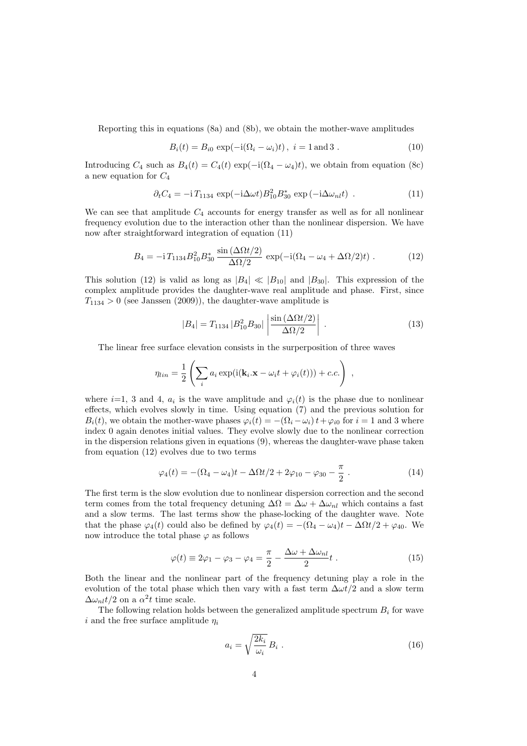Reporting this in equations (8a) and (8b), we obtain the mother-wave amplitudes

$$B_i(t) = B_{i0}\,\exp(-\mathrm{i}(\Omega_i - \omega_i)t)\,,\ i = 1\,\mathrm{and}\,3\,. \tag{10}$$

Introducing $C_4$ such as $B_4(t) = C_4(t)\,\exp(-\mathrm{i}(\Omega_4 - \omega_4)t)$, we obtain from equation (8c) a new equation for $C_4$

$$\partial_t C_4 = -\mathrm{i}\,T_{1134}\,\exp(-\mathrm{i}\Delta\omega t) B_{10}^2 B_{30}^*\,\exp\left(-\mathrm{i}\Delta\omega_{nl} t\right)\,. \tag{11}$$

We can see that amplitude $C_4$ accounts for energy transfer as well as for all nonlinear frequency evolution due to the interaction other than the nonlinear dispersion. We have now after straightforward integration of equation (11)

$$B_4 = -\mathrm{i}\,T_{1134} B_{10}^2 B_{30}^*\,\frac{\sin\left(\Delta\Omega t/2\right)}{\Delta\Omega/2}\,\exp(-\mathrm{i}(\Omega_4 - \omega_4 + \Delta\Omega/2)t)\,. \tag{12}$$

This solution (12) is valid as long as $|B_4| \ll |B_{10}|$ and $|B_{30}|$. This expression of the complex amplitude provides the daughter-wave real amplitude and phase. First, since $T_{1134} > 0$ (see Janssen (2009)), the daughter-wave amplitude is

$$|B_4| = T_{1134}\,|B_{10}^2 B_{30}|\,\left|\frac{\sin\left(\Delta\Omega t/2\right)}{\Delta\Omega/2}\right|\,. \tag{13}$$

The linear free surface elevation consists in the surperposition of three waves

$$\eta_{lin} = \frac{1}{2}\left(\sum_i a_i \exp(\mathrm{i}(\mathbf{k}_i.\mathbf{x} - \omega_i t + \varphi_i(t))) + c.c.\right)\,,$$

where $i$=1, 3 and 4, $a_i$ is the wave amplitude and $\varphi_i(t)$ is the phase due to nonlinear effects, which evolves slowly in time. Using equation (7) and the previous solution for $B_i(t)$, we obtain the mother-wave phases $\varphi_i(t) = -(\Omega_i - \omega_i)\,t + \varphi_{i0}$ for $i = 1$ and 3 where index 0 again denotes initial values. They evolve slowly due to the nonlinear correction in the dispersion relations given in equations (9), whereas the daughter-wave phase taken from equation (12) evolves due to two terms

$$\varphi_4(t) = -(\Omega_4 - \omega_4)t - \Delta\Omega t/2 + 2\varphi_{10} - \varphi_{30} - \frac{\pi}{2}\,. \tag{14}$$

The first term is the slow evolution due to nonlinear dispersion correction and the second term comes from the total frequency detuning $\Delta\Omega = \Delta\omega + \Delta\omega_{nl}$ which contains a fast and a slow terms. The last terms show the phase-locking of the daughter wave. Note that the phase $\varphi_4(t)$ could also be defined by $\varphi_4(t) = -(\Omega_4 - \omega_4)t - \Delta\Omega t/2 + \varphi_{40}$. We now introduce the total phase $\varphi$ as follows

$$\varphi(t) \equiv 2\varphi_1 - \varphi_3 - \varphi_4 = \frac{\pi}{2} - \frac{\Delta\omega + \Delta\omega_{nl}}{2}t\,. \tag{15}$$

Both the linear and the nonlinear part of the frequency detuning play a role in the evolution of the total phase which then vary with a fast term $\Delta\omega t/2$ and a slow term $\Delta\omega_{nl} t/2$ on a $\alpha^2 t$ time scale.

The following relation holds between the generalized amplitude spectrum $B_i$ for wave $i$ and the free surface amplitude $\eta_i$

$$a_i = \sqrt{\frac{2k_i}{\omega_i}}\,B_i\,. \tag{16}$$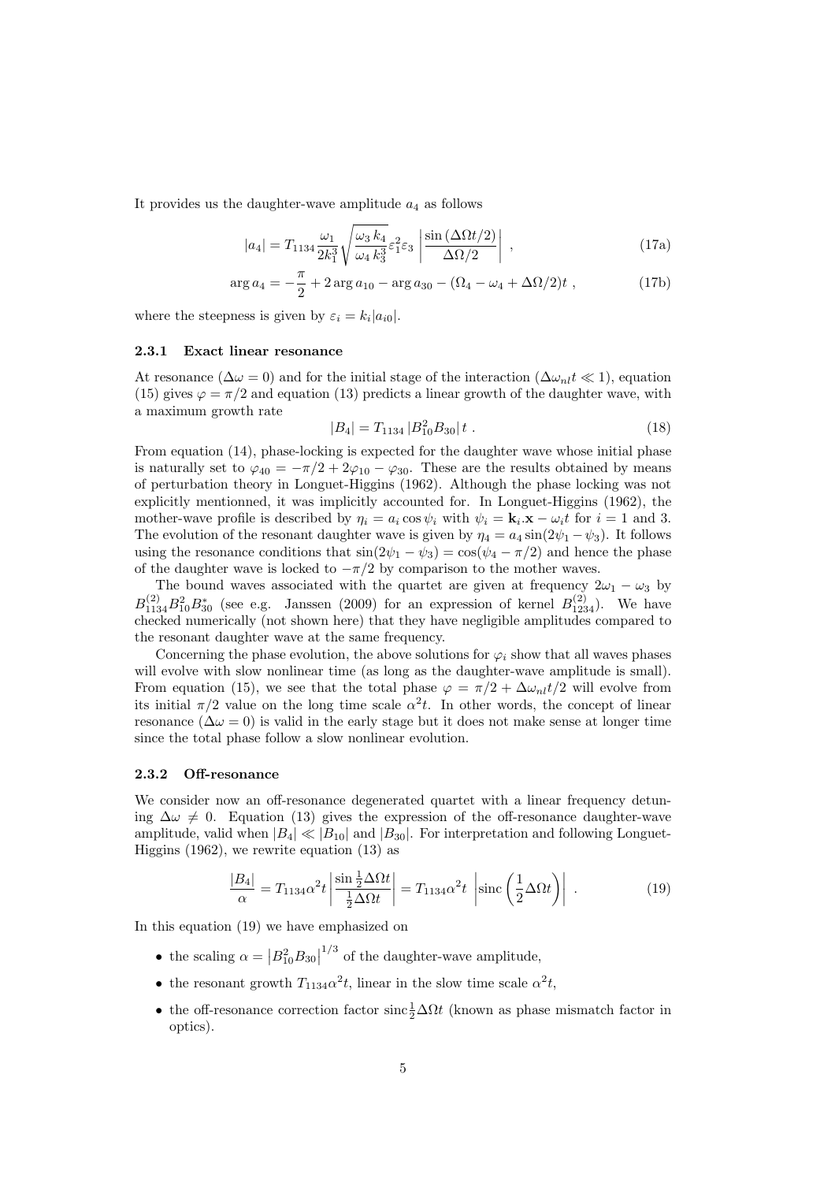It provides us the daughter-wave amplitude $a_4$ as follows

$$|a_4| = T_{1134} \frac{\omega_1}{2k_1^3} \sqrt{\frac{\omega_3\, k_4}{\omega_4\, k_3^3}} \varepsilon_1^2 \varepsilon_3 \left| \frac{\sin(\Delta\Omega t/2)}{\Delta\Omega/2} \right| \ , \tag{17a}$$

$$\arg a_4 = -\frac{\pi}{2} + 2 \arg a_{10} - \arg a_{30} - (\Omega_4 - \omega_4 + \Delta\Omega/2)t \ , \tag{17b}$$

where the steepness is given by $\varepsilon_i = k_i |a_{i0}|$.

### 2.3.1 Exact linear resonance

At resonance ($\Delta\omega = 0$) and for the initial stage of the interaction ($\Delta\omega_{nl} t \ll 1$), equation (15) gives $\varphi = \pi/2$ and equation (13) predicts a linear growth of the daughter wave, with a maximum growth rate

$$|B_4| = T_{1134} \, |B_{10}^2 B_{30}| \, t \ . \tag{18}$$

From equation (14), phase-locking is expected for the daughter wave whose initial phase is naturally set to $\varphi_{40} = -\pi/2 + 2\varphi_{10} - \varphi_{30}$. These are the results obtained by means of perturbation theory in Longuet-Higgins (1962). Although the phase locking was not explicitly mentionned, it was implicitly accounted for. In Longuet-Higgins (1962), the mother-wave profile is described by $\eta_i = a_i \cos\psi_i$ with $\psi_i = \mathbf{k}_i.\mathbf{x} - \omega_i t$ for $i = 1$ and 3. The evolution of the resonant daughter wave is given by $\eta_4 = a_4 \sin(2\psi_1 - \psi_3)$. It follows using the resonance conditions that $\sin(2\psi_1 - \psi_3) = \cos(\psi_4 - \pi/2)$ and hence the phase of the daughter wave is locked to $-\pi/2$ by comparison to the mother waves.

The bound waves associated with the quartet are given at frequency $2\omega_1 - \omega_3$ by $B^{(2)}_{1134} B_{10}^2 B_{30}^*$ (see e.g. Janssen (2009) for an expression of kernel $B^{(2)}_{1234}$). We have checked numerically (not shown here) that they have negligible amplitudes compared to the resonant daughter wave at the same frequency.

Concerning the phase evolution, the above solutions for $\varphi_i$ show that all waves phases will evolve with slow nonlinear time (as long as the daughter-wave amplitude is small). From equation (15), we see that the total phase $\varphi = \pi/2 + \Delta\omega_{nl} t/2$ will evolve from its initial $\pi/2$ value on the long time scale $\alpha^2 t$. In other words, the concept of linear resonance ($\Delta\omega = 0$) is valid in the early stage but it does not make sense at longer time since the total phase follow a slow nonlinear evolution.

### 2.3.2 Off-resonance

We consider now an off-resonance degenerated quartet with a linear frequency detuning $\Delta\omega \neq 0$. Equation (13) gives the expression of the off-resonance daughter-wave amplitude, valid when $|B_4| \ll |B_{10}|$ and $|B_{30}|$. For interpretation and following Longuet-Higgins (1962), we rewrite equation (13) as

$$\frac{|B_4|}{\alpha} = T_{1134} \alpha^2 t \left| \frac{\sin \frac{1}{2}\Delta\Omega t}{\frac{1}{2}\Delta\Omega t} \right| = T_{1134} \alpha^2 t \ \left| \mathrm{sinc}\left(\frac{1}{2}\Delta\Omega t\right) \right| \ . \tag{19}$$

In this equation (19) we have emphasized on

- the scaling $\alpha = \left|B_{10}^2 B_{30}\right|^{1/3}$ of the daughter-wave amplitude,
- the resonant growth $T_{1134}\alpha^2 t$, linear in the slow time scale $\alpha^2 t$,
- the off-resonance correction factor $\mathrm{sinc}\frac{1}{2}\Delta\Omega t$ (known as phase mismatch factor in optics).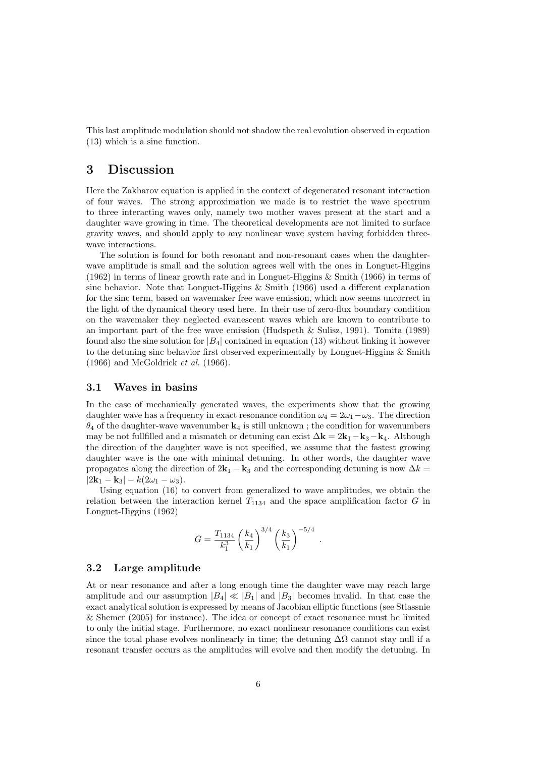This last amplitude modulation should not shadow the real evolution observed in equation (13) which is a sine function.

# 3 Discussion

Here the Zakharov equation is applied in the context of degenerated resonant interaction of four waves. The strong approximation we made is to restrict the wave spectrum to three interacting waves only, namely two mother waves present at the start and a daughter wave growing in time. The theoretical developments are not limited to surface gravity waves, and should apply to any nonlinear wave system having forbidden three-wave interactions.

The solution is found for both resonant and non-resonant cases when the daughter-wave amplitude is small and the solution agrees well with the ones in Longuet-Higgins (1962) in terms of linear growth rate and in Longuet-Higgins & Smith (1966) in terms of sinc behavior. Note that Longuet-Higgins & Smith (1966) used a different explanation for the sinc term, based on wavemaker free wave emission, which now seems uncorrect in the light of the dynamical theory used here. In their use of zero-flux boundary condition on the wavemaker they neglected evanescent waves which are known to contribute to an important part of the free wave emission (Hudspeth & Sulisz, 1991). Tomita (1989) found also the sine solution for $|B_4|$ contained in equation (13) without linking it however to the detuning sinc behavior first observed experimentally by Longuet-Higgins & Smith (1966) and McGoldrick *et al.* (1966).

## 3.1 Waves in basins

In the case of mechanically generated waves, the experiments show that the growing daughter wave has a frequency in exact resonance condition $\omega_4 = 2\omega_1 - \omega_3$. The direction $\theta_4$ of the daughter-wave wavenumber $\mathbf{k}_4$ is still unknown ; the condition for wavenumbers may be not fullfilled and a mismatch or detuning can exist $\mathbf{\Delta k} = 2\mathbf{k}_1 - \mathbf{k}_3 - \mathbf{k}_4$. Although the direction of the daughter wave is not specified, we assume that the fastest growing daughter wave is the one with minimal detuning. In other words, the daughter wave propagates along the direction of $2\mathbf{k}_1 - \mathbf{k}_3$ and the corresponding detuning is now $\Delta k = |2\mathbf{k}_1 - \mathbf{k}_3| - k(2\omega_1 - \omega_3)$.

Using equation (16) to convert from generalized to wave amplitudes, we obtain the relation between the interaction kernel $T_{1134}$ and the space amplification factor $G$ in Longuet-Higgins (1962)

$$G = \frac{T_{1134}}{k_1^3} \left(\frac{k_4}{k_1}\right)^{3/4} \left(\frac{k_3}{k_1}\right)^{-5/4} .$$

## 3.2 Large amplitude

At or near resonance and after a long enough time the daughter wave may reach large amplitude and our assumption $|B_4| \ll |B_1|$ and $|B_3|$ becomes invalid. In that case the exact analytical solution is expressed by means of Jacobian elliptic functions (see Stiassnie & Shemer (2005) for instance). The idea or concept of exact resonance must be limited to only the initial stage. Furthermore, no exact nonlinear resonance conditions can exist since the total phase evolves nonlinearly in time; the detuning $\Delta\Omega$ cannot stay null if a resonant transfer occurs as the amplitudes will evolve and then modify the detuning. In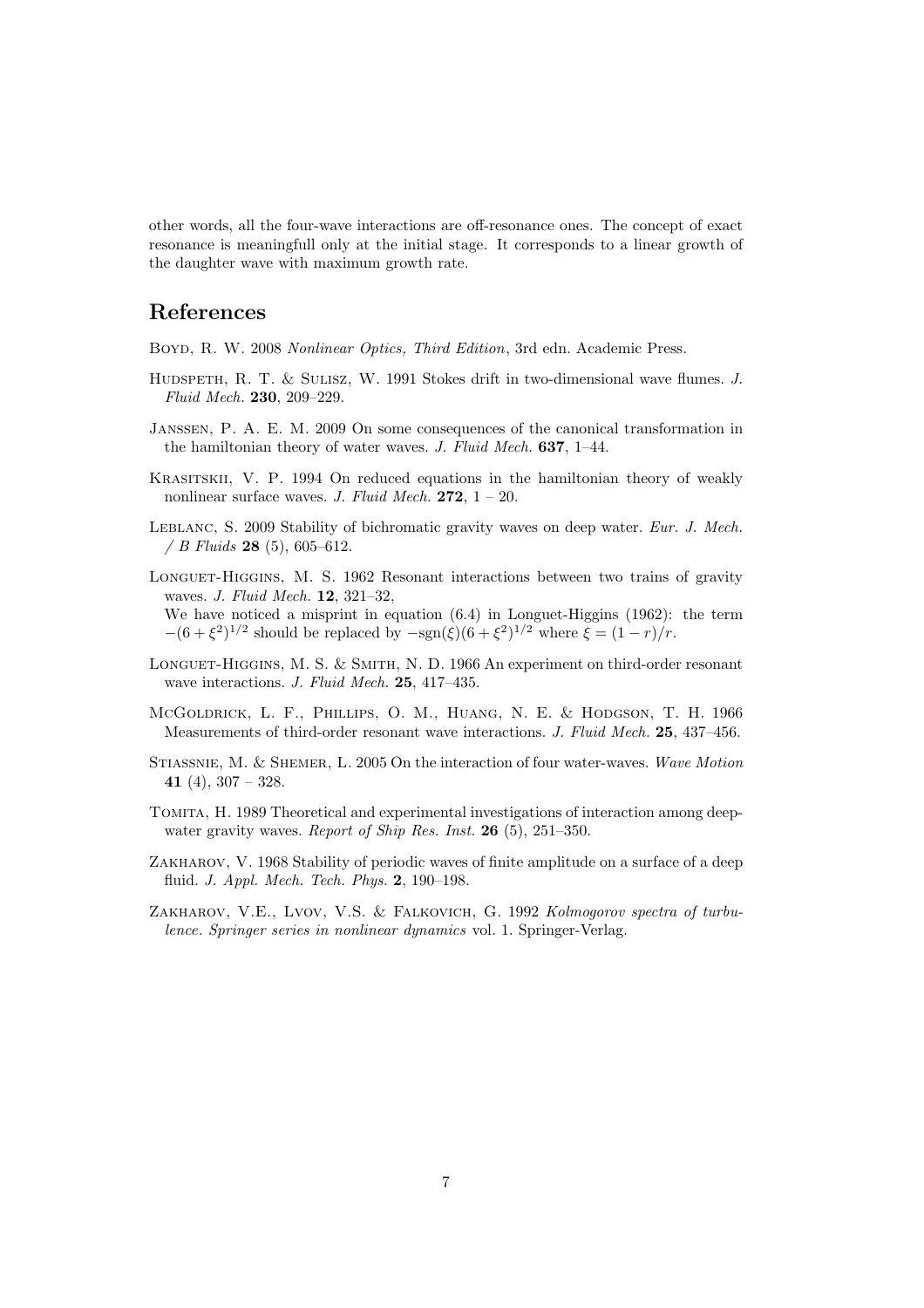other words, all the four-wave interactions are off-resonance ones. The concept of exact resonance is meaningfull only at the initial stage. It corresponds to a linear growth of the daughter wave with maximum growth rate.

## References

Boyd, R. W. 2008 *Nonlinear Optics, Third Edition*, 3rd edn. Academic Press.

Hudspeth, R. T. & Sulisz, W. 1991 Stokes drift in two-dimensional wave flumes. *J. Fluid Mech.* **230**, 209–229.

Janssen, P. A. E. M. 2009 On some consequences of the canonical transformation in the hamiltonian theory of water waves. *J. Fluid Mech.* **637**, 1–44.

Krasitskii, V. P. 1994 On reduced equations in the hamiltonian theory of weakly nonlinear surface waves. *J. Fluid Mech.* **272**, 1 – 20.

Leblanc, S. 2009 Stability of bichromatic gravity waves on deep water. *Eur. J. Mech. / B Fluids* **28** (5), 605–612.

Longuet-Higgins, M. S. 1962 Resonant interactions between two trains of gravity waves. *J. Fluid Mech.* **12**, 321–32,
We have noticed a misprint in equation (6.4) in Longuet-Higgins (1962): the term $-(6+\xi^2)^{1/2}$ should be replaced by $-\mathrm{sgn}(\xi)(6+\xi^2)^{1/2}$ where $\xi = (1-r)/r$.

Longuet-Higgins, M. S. & Smith, N. D. 1966 An experiment on third-order resonant wave interactions. *J. Fluid Mech.* **25**, 417–435.

McGoldrick, L. F., Phillips, O. M., Huang, N. E. & Hodgson, T. H. 1966 Measurements of third-order resonant wave interactions. *J. Fluid Mech.* **25**, 437–456.

Stiassnie, M. & Shemer, L. 2005 On the interaction of four water-waves. *Wave Motion* **41** (4), 307 – 328.

Tomita, H. 1989 Theoretical and experimental investigations of interaction among deep-water gravity waves. *Report of Ship Res. Inst.* **26** (5), 251–350.

Zakharov, V. 1968 Stability of periodic waves of finite amplitude on a surface of a deep fluid. *J. Appl. Mech. Tech. Phys.* **2**, 190–198.

Zakharov, V.E., Lvov, V.S. & Falkovich, G. 1992 *Kolmogorov spectra of turbulence*. *Springer series in nonlinear dynamics* vol. 1. Springer-Verlag.